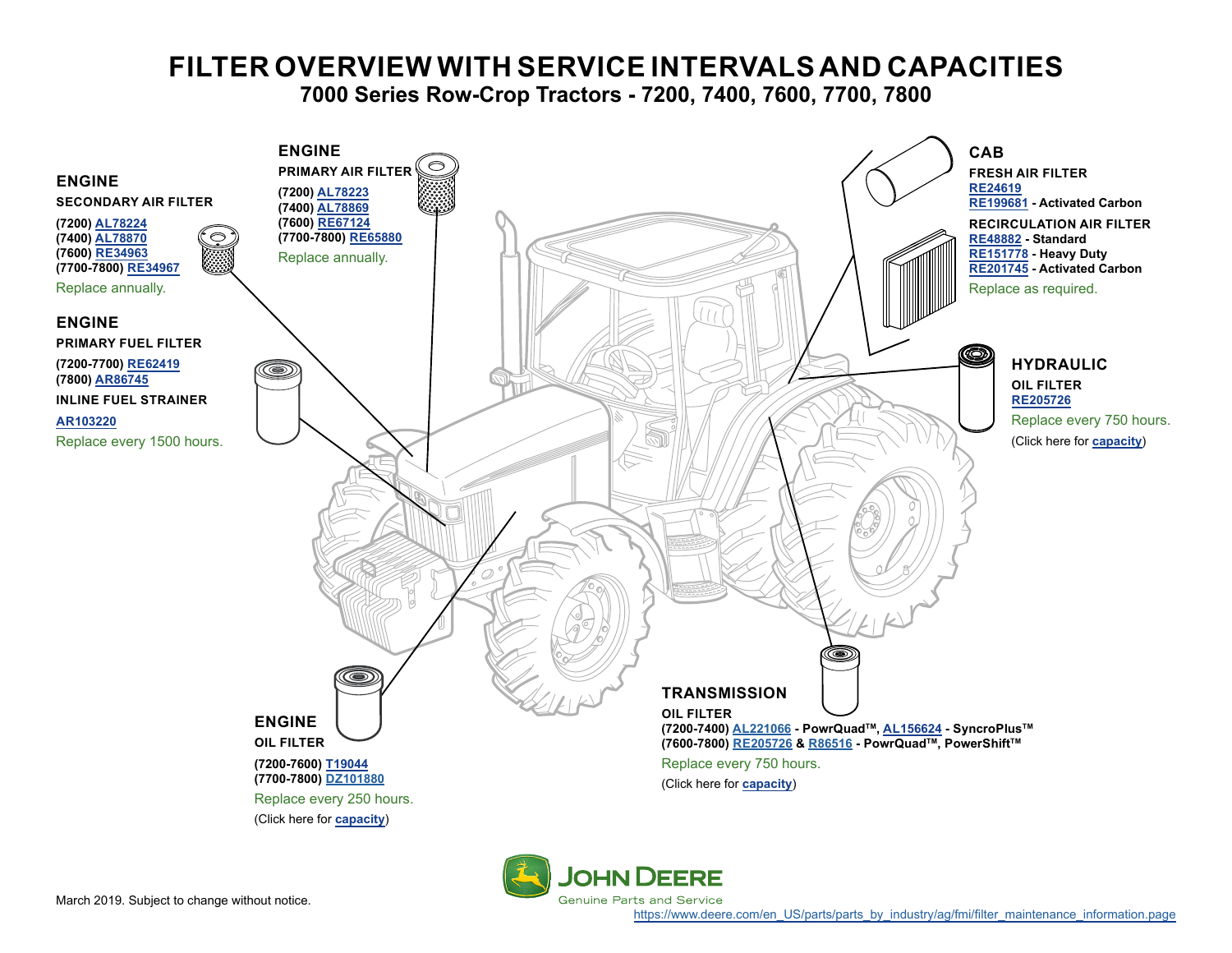# FILTER OVERVIEW WITH SERVICE INTERVALS AND CAPACITIES

## 7000 Series Row-Crop Tractors - 7200, 7400, 7600, 7700, 7800

### ENGINE

**SECONDARY AIR FILTER**

**(7200)** AL78224
**(7400)** AL78870
**(7600)** RE34963
**(7700-7800)** RE34967

Replace annually.

### ENGINE

**PRIMARY AIR FILTER**

**(7200)** AL78223
**(7400)** AL78869
**(7600)** RE67124
**(7700-7800)** RE65880

Replace annually.

### ENGINE

**PRIMARY FUEL FILTER**

**(7200-7700)** RE62419
**(7800)** AR86745

**INLINE FUEL STRAINER**

AR103220

Replace every 1500 hours.

### CAB

**FRESH AIR FILTER**

RE24619
RE199681 **- Activated Carbon**

**RECIRCULATION AIR FILTER**

RE48882 **- Standard**
RE151778 **- Heavy Duty**
RE201745 **- Activated Carbon**

Replace as required.

### HYDRAULIC

**OIL FILTER**

RE205726

Replace every 750 hours.

(Click here for **capacity**)

### ENGINE

**OIL FILTER**

**(7200-7600)** T19044
**(7700-7800)** DZ101880

Replace every 250 hours.

(Click here for **capacity**)

### TRANSMISSION

**OIL FILTER**

**(7200-7400)** AL221066 **- PowrQuad™,** AL156624 **- SyncroPlus™**
**(7600-7800)** RE205726 **&** R86516 **- PowrQuad™, PowerShift™**

Replace every 750 hours.

(Click here for **capacity**)

March 2019. Subject to change without notice.

JOHN DEERE
Genuine Parts and Service
https://www.deere.com/en_US/parts/parts_by_industry/ag/fmi/filter_maintenance_information.page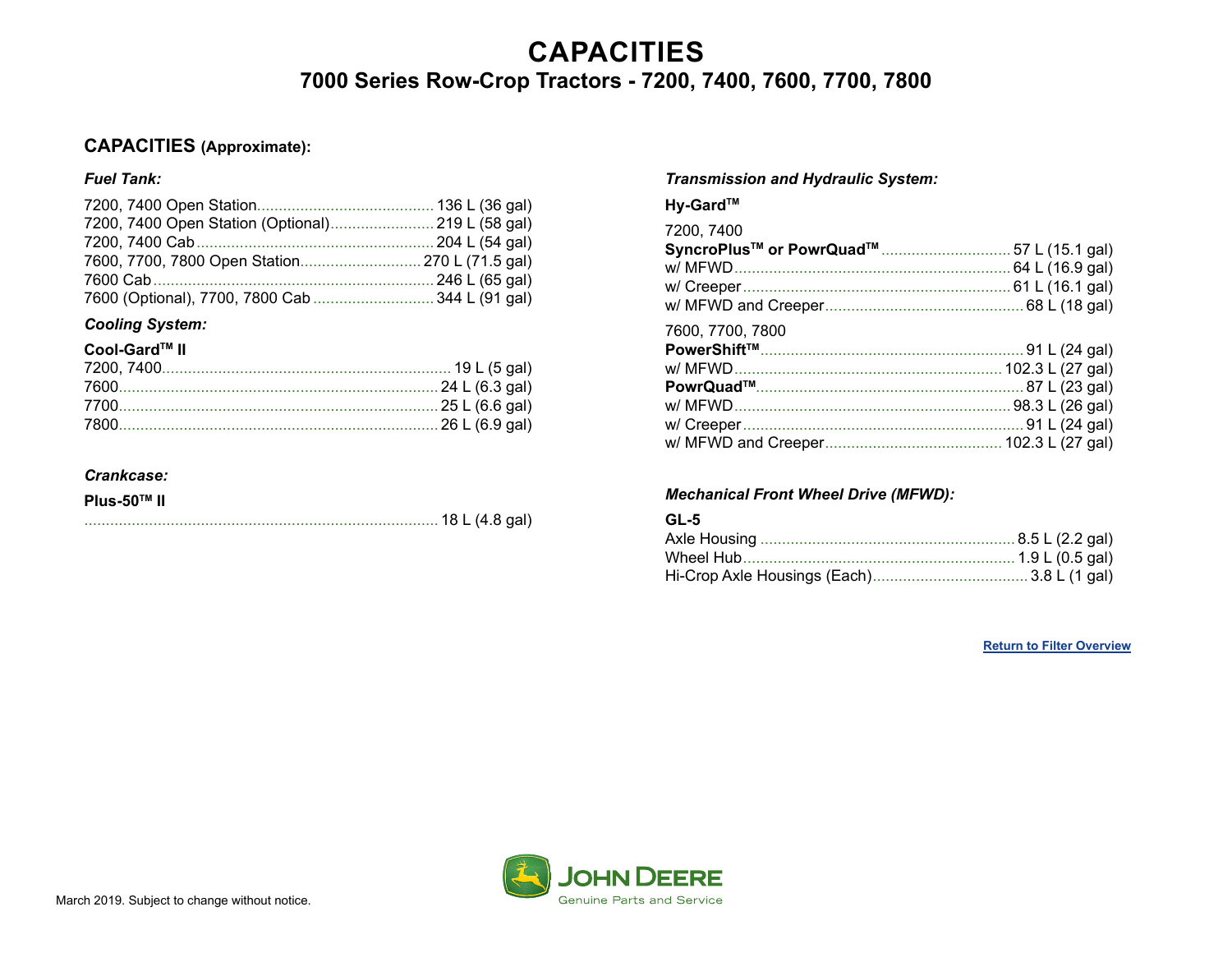# CAPACITIES

## 7000 Series Row-Crop Tractors - 7200, 7400, 7600, 7700, 7800

### CAPACITIES (Approximate):

*Fuel Tank:*

| | |
|---|---|
| 7200, 7400 Open Station | 136 L (36 gal) |
| 7200, 7400 Open Station (Optional) | 219 L (58 gal) |
| 7200, 7400 Cab | 204 L (54 gal) |
| 7600, 7700, 7800 Open Station | 270 L (71.5 gal) |
| 7600 Cab | 246 L (65 gal) |
| 7600 (Optional), 7700, 7800 Cab | 344 L (91 gal) |

*Cooling System:*

**Cool-Gard™ II**

| | |
|---|---|
| 7200, 7400 | 19 L (5 gal) |
| 7600 | 24 L (6.3 gal) |
| 7700 | 25 L (6.6 gal) |
| 7800 | 26 L (6.9 gal) |

*Crankcase:*

**Plus-50™ II**

| | |
|---|---|
| | 18 L (4.8 gal) |

*Transmission and Hydraulic System:*

**Hy-Gard™**

7200, 7400

| | |
|---|---|
| **SyncroPlus™ or PowrQuad™** | 57 L (15.1 gal) |
| w/ MFWD | 64 L (16.9 gal) |
| w/ Creeper | 61 L (16.1 gal) |
| w/ MFWD and Creeper | 68 L (18 gal) |

7600, 7700, 7800

| | |
|---|---|
| **PowerShift™** | 91 L (24 gal) |
| w/ MFWD | 102.3 L (27 gal) |
| **PowrQuad™** | 87 L (23 gal) |
| w/ MFWD | 98.3 L (26 gal) |
| w/ Creeper | 91 L (24 gal) |
| w/ MFWD and Creeper | 102.3 L (27 gal) |

*Mechanical Front Wheel Drive (MFWD):*

**GL-5**

| | |
|---|---|
| Axle Housing | 8.5 L (2.2 gal) |
| Wheel Hub | 1.9 L (0.5 gal) |
| Hi-Crop Axle Housings (Each) | 3.8 L (1 gal) |

Return to Filter Overview

March 2019. Subject to change without notice.

JOHN DEERE
Genuine Parts and Service